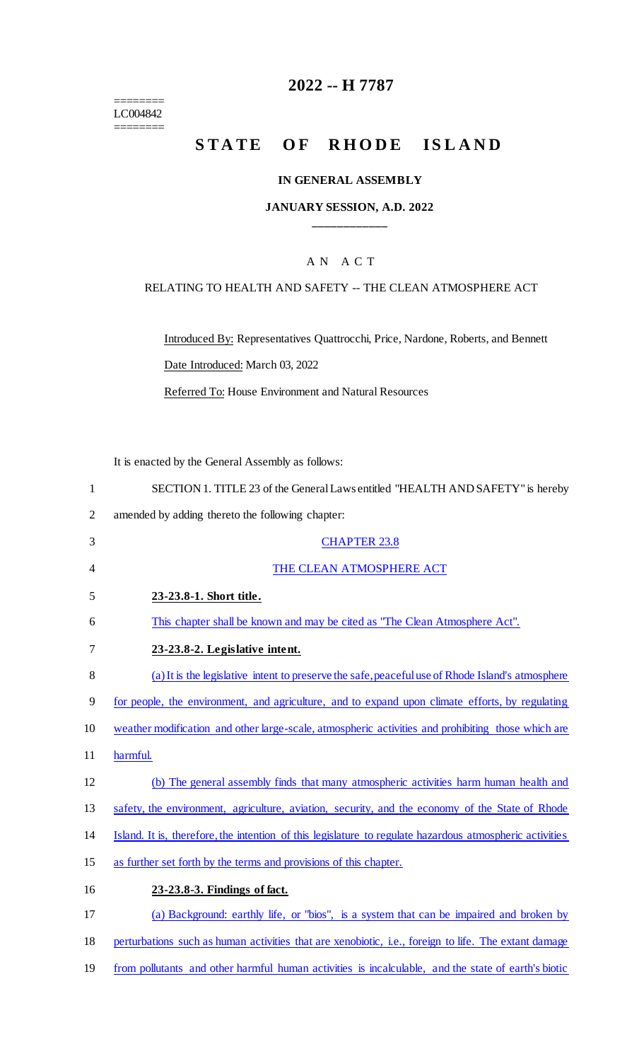========
LC004842
========

# 2022 -- H 7787

# STATE OF RHODE ISLAND

**IN GENERAL ASSEMBLY**

**JANUARY SESSION, A.D. 2022**

A N A C T

RELATING TO HEALTH AND SAFETY -- THE CLEAN ATMOSPHERE ACT

Introduced By: Representatives Quattrocchi, Price, Nardone, Roberts, and Bennett

Date Introduced: March 03, 2022

Referred To: House Environment and Natural Resources

It is enacted by the General Assembly as follows:

1 SECTION 1. TITLE 23 of the General Laws entitled "HEALTH AND SAFETY" is hereby
2 amended by adding thereto the following chapter:

3 CHAPTER 23.8

4 THE CLEAN ATMOSPHERE ACT

5 **23-23.8-1. Short title.**

6 This chapter shall be known and may be cited as "The Clean Atmosphere Act".

7 **23-23.8-2. Legislative intent.**

8 (a) It is the legislative intent to preserve the safe, peaceful use of Rhode Island's atmosphere
9 for people, the environment, and agriculture, and to expand upon climate efforts, by regulating
10 weather modification and other large-scale, atmospheric activities and prohibiting those which are
11 harmful.

12 (b) The general assembly finds that many atmospheric activities harm human health and
13 safety, the environment, agriculture, aviation, security, and the economy of the State of Rhode
14 Island. It is, therefore, the intention of this legislature to regulate hazardous atmospheric activities
15 as further set forth by the terms and provisions of this chapter.

16 **23-23.8-3. Findings of fact.**

17 (a) Background: earthly life, or "bios", is a system that can be impaired and broken by
18 perturbations such as human activities that are xenobiotic, i.e., foreign to life. The extant damage
19 from pollutants and other harmful human activities is incalculable, and the state of earth's biotic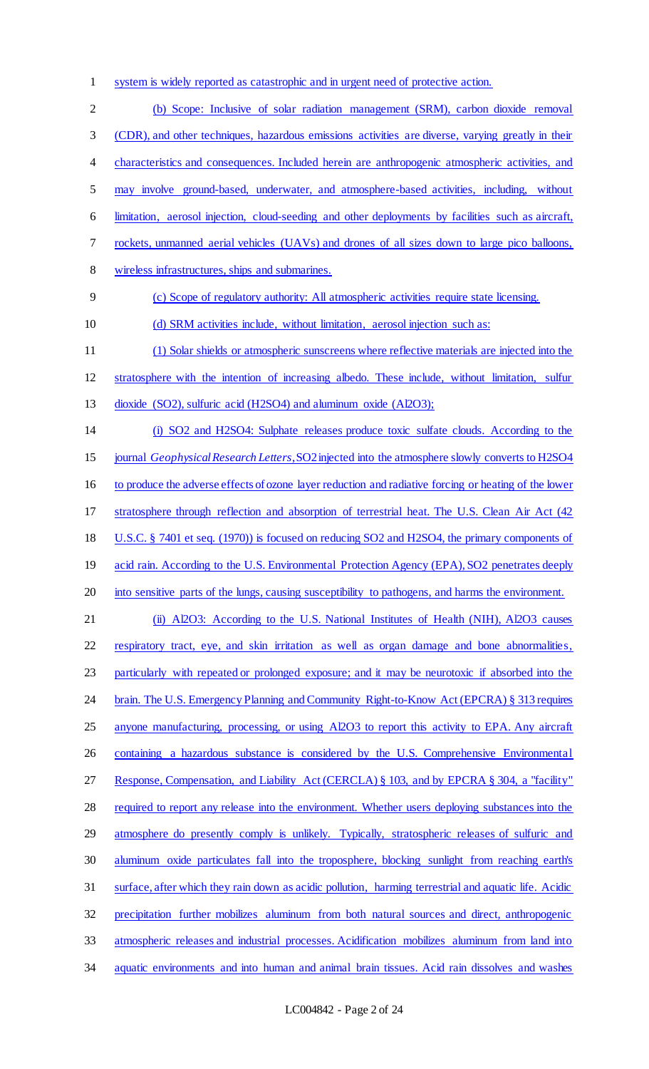system is widely reported as catastrophic and in urgent need of protective action.

(b) Scope: Inclusive of solar radiation management (SRM), carbon dioxide removal (CDR), and other techniques, hazardous emissions activities are diverse, varying greatly in their characteristics and consequences. Included herein are anthropogenic atmospheric activities, and may involve ground-based, underwater, and atmosphere-based activities, including, without limitation, aerosol injection, cloud-seeding and other deployments by facilities such as aircraft, rockets, unmanned aerial vehicles (UAVs) and drones of all sizes down to large pico balloons, wireless infrastructures, ships and submarines.

(c) Scope of regulatory authority: All atmospheric activities require state licensing.

(d) SRM activities include, without limitation, aerosol injection such as:

(1) Solar shields or atmospheric sunscreens where reflective materials are injected into the stratosphere with the intention of increasing albedo. These include, without limitation, sulfur dioxide ($SO_2$), sulfuric acid ($H_2SO_4$) and aluminum oxide ($Al_2O_3$);

(i) $SO_2$ and $H_2SO_4$: Sulphate releases produce toxic sulfate clouds. According to the journal *Geophysical Research Letters*, $SO_2$ injected into the atmosphere slowly converts to $H_2SO_4$ to produce the adverse effects of ozone layer reduction and radiative forcing or heating of the lower stratosphere through reflection and absorption of terrestrial heat. The U.S. Clean Air Act (42 U.S.C. § 7401 et seq. (1970)) is focused on reducing $SO_2$ and $H_2SO_4$, the primary components of acid rain. According to the U.S. Environmental Protection Agency (EPA), $SO_2$ penetrates deeply into sensitive parts of the lungs, causing susceptibility to pathogens, and harms the environment.

(ii) $Al_2O_3$: According to the U.S. National Institutes of Health (NIH), $Al_2O_3$ causes respiratory tract, eye, and skin irritation as well as organ damage and bone abnormalities, particularly with repeated or prolonged exposure; and it may be neurotoxic if absorbed into the brain. The U.S. Emergency Planning and Community Right-to-Know Act (EPCRA) § 313 requires anyone manufacturing, processing, or using $Al_2O_3$ to report this activity to EPA. Any aircraft containing a hazardous substance is considered by the U.S. Comprehensive Environmental Response, Compensation, and Liability Act (CERCLA) § 103, and by EPCRA § 304, a "facility" required to report any release into the environment. Whether users deploying substances into the atmosphere do presently comply is unlikely. Typically, stratospheric releases of sulfuric and aluminum oxide particulates fall into the troposphere, blocking sunlight from reaching earth's surface, after which they rain down as acidic pollution, harming terrestrial and aquatic life. Acidic precipitation further mobilizes aluminum from both natural sources and direct, anthropogenic atmospheric releases and industrial processes. Acidification mobilizes aluminum from land into aquatic environments and into human and animal brain tissues. Acid rain dissolves and washes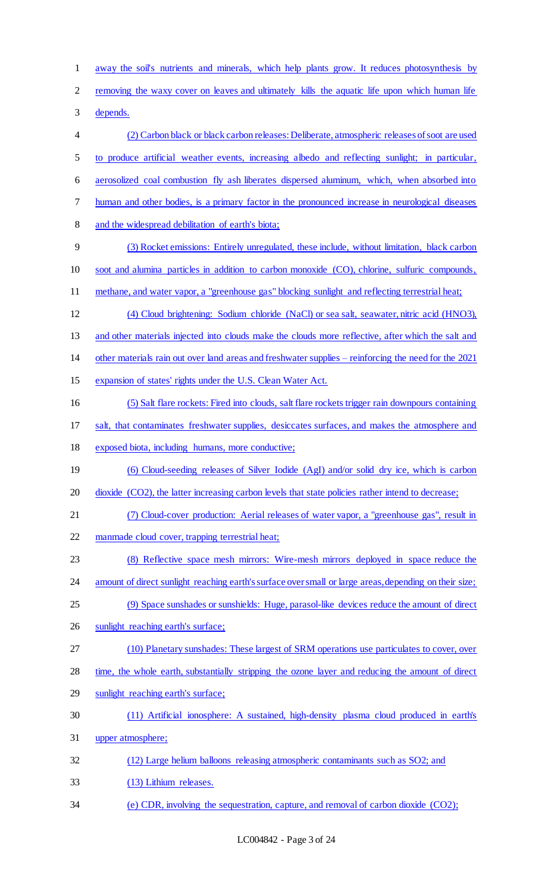away the soil's nutrients and minerals, which help plants grow. It reduces photosynthesis by removing the waxy cover on leaves and ultimately kills the aquatic life upon which human life depends.

(2) Carbon black or black carbon releases: Deliberate, atmospheric releases of soot are used to produce artificial weather events, increasing albedo and reflecting sunlight; in particular, aerosolized coal combustion fly ash liberates dispersed aluminum, which, when absorbed into human and other bodies, is a primary factor in the pronounced increase in neurological diseases and the widespread debilitation of earth's biota;

(3) Rocket emissions: Entirely unregulated, these include, without limitation, black carbon soot and alumina particles in addition to carbon monoxide (CO), chlorine, sulfuric compounds, methane, and water vapor, a "greenhouse gas" blocking sunlight and reflecting terrestrial heat;

(4) Cloud brightening: Sodium chloride (NaCl) or sea salt, seawater, nitric acid ($HNO_3$), and other materials injected into clouds make the clouds more reflective, after which the salt and other materials rain out over land areas and freshwater supplies – reinforcing the need for the 2021 expansion of states' rights under the U.S. Clean Water Act.

(5) Salt flare rockets: Fired into clouds, salt flare rockets trigger rain downpours containing salt, that contaminates freshwater supplies, desiccates surfaces, and makes the atmosphere and exposed biota, including humans, more conductive;

(6) Cloud-seeding releases of Silver Iodide (AgI) and/or solid dry ice, which is carbon dioxide ($CO_2$), the latter increasing carbon levels that state policies rather intend to decrease;

(7) Cloud-cover production: Aerial releases of water vapor, a "greenhouse gas", result in manmade cloud cover, trapping terrestrial heat;

(8) Reflective space mesh mirrors: Wire-mesh mirrors deployed in space reduce the amount of direct sunlight reaching earth's surface over small or large areas, depending on their size;

(9) Space sunshades or sunshields: Huge, parasol-like devices reduce the amount of direct sunlight reaching earth's surface;

(10) Planetary sunshades: These largest of SRM operations use particulates to cover, over time, the whole earth, substantially stripping the ozone layer and reducing the amount of direct sunlight reaching earth's surface;

(11) Artificial ionosphere: A sustained, high-density plasma cloud produced in earth's upper atmosphere;

(12) Large helium balloons releasing atmospheric contaminants such as $SO_2$; and

(13) Lithium releases.

(e) CDR, involving the sequestration, capture, and removal of carbon dioxide ($CO_2$);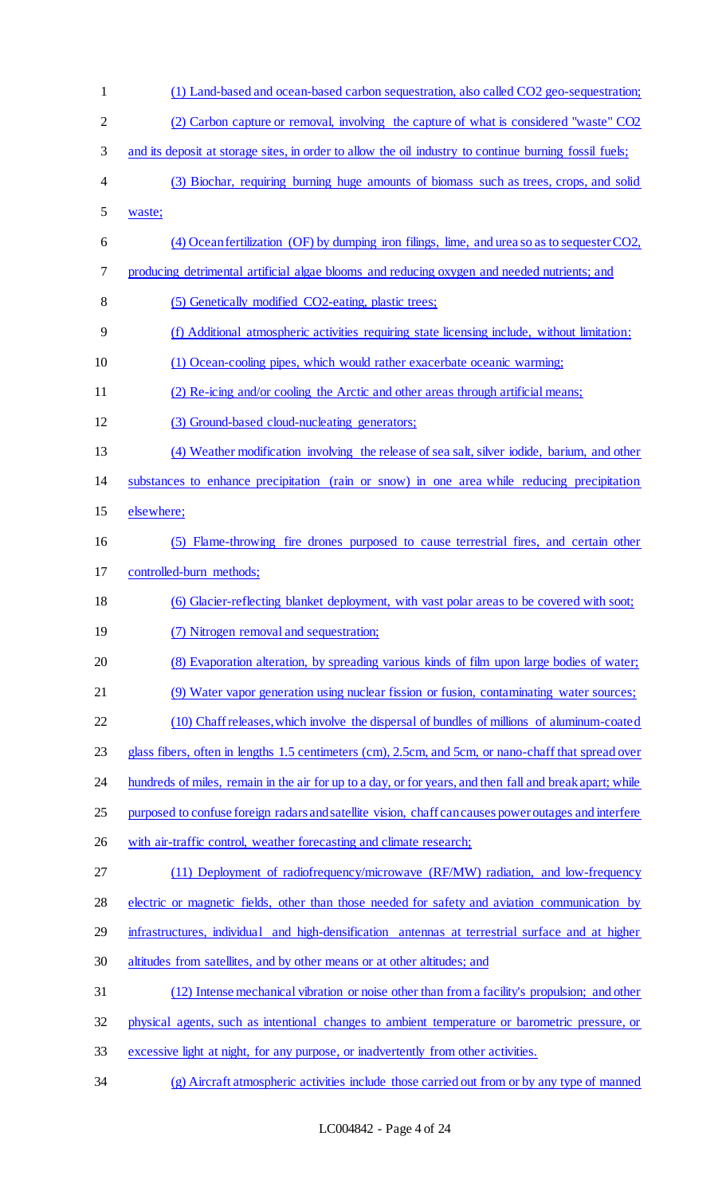(1) Land-based and ocean-based carbon sequestration, also called $CO_2$ geo-sequestration;

(2) Carbon capture or removal, involving the capture of what is considered "waste" $CO_2$ and its deposit at storage sites, in order to allow the oil industry to continue burning fossil fuels;

(3) Biochar, requiring burning huge amounts of biomass such as trees, crops, and solid waste;

(4) Ocean fertilization (OF) by dumping iron filings, lime, and urea so as to sequester $CO_2$, producing detrimental artificial algae blooms and reducing oxygen and needed nutrients; and

(5) Genetically modified $CO_2$-eating, plastic trees;

(f) Additional atmospheric activities requiring state licensing include, without limitation:

(1) Ocean-cooling pipes, which would rather exacerbate oceanic warming;

(2) Re-icing and/or cooling the Arctic and other areas through artificial means;

(3) Ground-based cloud-nucleating generators;

(4) Weather modification involving the release of sea salt, silver iodide, barium, and other substances to enhance precipitation (rain or snow) in one area while reducing precipitation elsewhere;

(5) Flame-throwing fire drones purposed to cause terrestrial fires, and certain other controlled-burn methods;

(6) Glacier-reflecting blanket deployment, with vast polar areas to be covered with soot;

(7) Nitrogen removal and sequestration;

(8) Evaporation alteration, by spreading various kinds of film upon large bodies of water;

(9) Water vapor generation using nuclear fission or fusion, contaminating water sources;

(10) Chaff releases, which involve the dispersal of bundles of millions of aluminum-coated glass fibers, often in lengths 1.5 centimeters (cm), 2.5cm, and 5cm, or nano-chaff that spread over hundreds of miles, remain in the air for up to a day, or for years, and then fall and break apart; while purposed to confuse foreign radars and satellite vision, chaff can causes power outages and interfere with air-traffic control, weather forecasting and climate research;

(11) Deployment of radiofrequency/microwave (RF/MW) radiation, and low-frequency electric or magnetic fields, other than those needed for safety and aviation communication by infrastructures, individual and high-densification antennas at terrestrial surface and at higher altitudes from satellites, and by other means or at other altitudes; and

(12) Intense mechanical vibration or noise other than from a facility's propulsion; and other physical agents, such as intentional changes to ambient temperature or barometric pressure, or excessive light at night, for any purpose, or inadvertently from other activities.

(g) Aircraft atmospheric activities include those carried out from or by any type of manned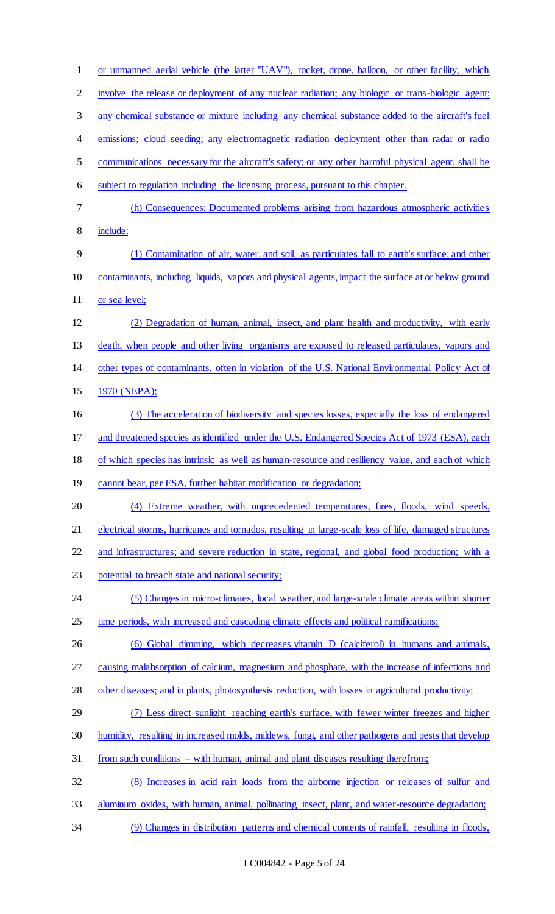or unmanned aerial vehicle (the latter "UAV"), rocket, drone, balloon, or other facility, which involve the release or deployment of any nuclear radiation; any biologic or trans-biologic agent; any chemical substance or mixture including any chemical substance added to the aircraft's fuel emissions; cloud seeding; any electromagnetic radiation deployment other than radar or radio communications necessary for the aircraft's safety; or any other harmful physical agent, shall be subject to regulation including the licensing process, pursuant to this chapter.

(h) Consequences: Documented problems arising from hazardous atmospheric activities include:

(1) Contamination of air, water, and soil, as particulates fall to earth's surface; and other contaminants, including liquids, vapors and physical agents, impact the surface at or below ground or sea level;

(2) Degradation of human, animal, insect, and plant health and productivity, with early death, when people and other living organisms are exposed to released particulates, vapors and other types of contaminants, often in violation of the U.S. National Environmental Policy Act of 1970 (NEPA);

(3) The acceleration of biodiversity and species losses, especially the loss of endangered and threatened species as identified under the U.S. Endangered Species Act of 1973 (ESA), each of which species has intrinsic as well as human-resource and resiliency value, and each of which cannot bear, per ESA, further habitat modification or degradation;

(4) Extreme weather, with unprecedented temperatures, fires, floods, wind speeds, electrical storms, hurricanes and tornados, resulting in large-scale loss of life, damaged structures and infrastructures; and severe reduction in state, regional, and global food production; with a potential to breach state and national security;

(5) Changes in micro-climates, local weather, and large-scale climate areas within shorter time periods, with increased and cascading climate effects and political ramifications;

(6) Global dimming, which decreases vitamin D (calciferol) in humans and animals, causing malabsorption of calcium, magnesium and phosphate, with the increase of infections and other diseases; and in plants, photosynthesis reduction, with losses in agricultural productivity;

(7) Less direct sunlight reaching earth's surface, with fewer winter freezes and higher humidity, resulting in increased molds, mildews, fungi, and other pathogens and pests that develop from such conditions – with human, animal and plant diseases resulting therefrom;

(8) Increases in acid rain loads from the airborne injection or releases of sulfur and aluminum oxides, with human, animal, pollinating insect, plant, and water-resource degradation;

(9) Changes in distribution patterns and chemical contents of rainfall, resulting in floods,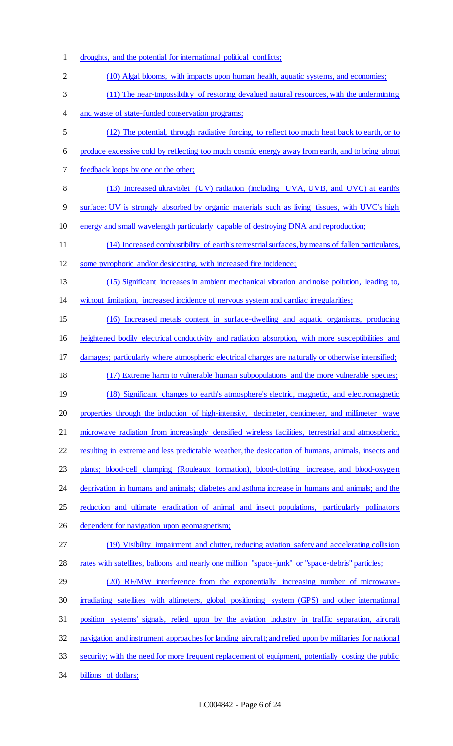droughts, and the potential for international political conflicts;

(10) Algal blooms, with impacts upon human health, aquatic systems, and economies;

(11) The near-impossibility of restoring devalued natural resources, with the undermining and waste of state-funded conservation programs;

(12) The potential, through radiative forcing, to reflect too much heat back to earth, or to produce excessive cold by reflecting too much cosmic energy away from earth, and to bring about feedback loops by one or the other;

(13) Increased ultraviolet (UV) radiation (including UVA, UVB, and UVC) at earth's surface: UV is strongly absorbed by organic materials such as living tissues, with UVC's high energy and small wavelength particularly capable of destroying DNA and reproduction;

(14) Increased combustibility of earth's terrestrial surfaces, by means of fallen particulates, some pyrophoric and/or desiccating, with increased fire incidence;

(15) Significant increases in ambient mechanical vibration and noise pollution, leading to, without limitation, increased incidence of nervous system and cardiac irregularities;

(16) Increased metals content in surface-dwelling and aquatic organisms, producing heightened bodily electrical conductivity and radiation absorption, with more susceptibilities and damages; particularly where atmospheric electrical charges are naturally or otherwise intensified;

(17) Extreme harm to vulnerable human subpopulations and the more vulnerable species;

(18) Significant changes to earth's atmosphere's electric, magnetic, and electromagnetic properties through the induction of high-intensity, decimeter, centimeter, and millimeter wave microwave radiation from increasingly densified wireless facilities, terrestrial and atmospheric, resulting in extreme and less predictable weather, the desiccation of humans, animals, insects and plants; blood-cell clumping (Rouleaux formation), blood-clotting increase, and blood-oxygen deprivation in humans and animals; diabetes and asthma increase in humans and animals; and the reduction and ultimate eradication of animal and insect populations, particularly pollinators dependent for navigation upon geomagnetism;

(19) Visibility impairment and clutter, reducing aviation safety and accelerating collision rates with satellites, balloons and nearly one million "space-junk" or "space-debris" particles;

(20) RF/MW interference from the exponentially increasing number of microwave-irradiating satellites with altimeters, global positioning system (GPS) and other international position systems' signals, relied upon by the aviation industry in traffic separation, aircraft navigation and instrument approaches for landing aircraft; and relied upon by militaries for national security; with the need for more frequent replacement of equipment, potentially costing the public billions of dollars;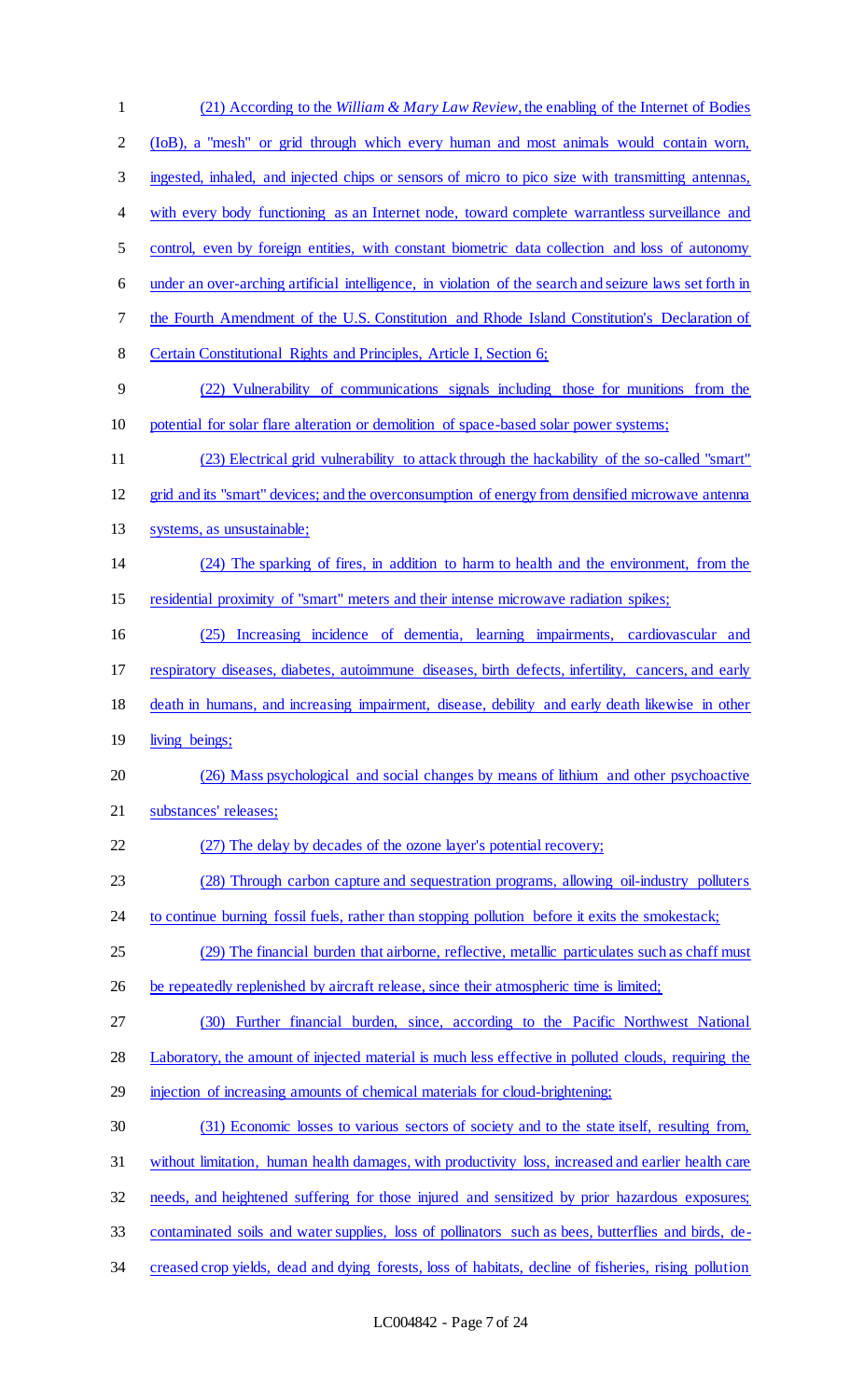(21) According to the *William & Mary Law Review*, the enabling of the Internet of Bodies (IoB), a "mesh" or grid through which every human and most animals would contain worn, ingested, inhaled, and injected chips or sensors of micro to pico size with transmitting antennas, with every body functioning as an Internet node, toward complete warrantless surveillance and control, even by foreign entities, with constant biometric data collection and loss of autonomy under an over-arching artificial intelligence, in violation of the search and seizure laws set forth in the Fourth Amendment of the U.S. Constitution and Rhode Island Constitution's Declaration of Certain Constitutional Rights and Principles, Article I, Section 6;

(22) Vulnerability of communications signals including those for munitions from the potential for solar flare alteration or demolition of space-based solar power systems;

(23) Electrical grid vulnerability to attack through the hackability of the so-called "smart" grid and its "smart" devices; and the overconsumption of energy from densified microwave antenna systems, as unsustainable;

(24) The sparking of fires, in addition to harm to health and the environment, from the residential proximity of "smart" meters and their intense microwave radiation spikes;

(25) Increasing incidence of dementia, learning impairments, cardiovascular and respiratory diseases, diabetes, autoimmune diseases, birth defects, infertility, cancers, and early death in humans, and increasing impairment, disease, debility and early death likewise in other living beings;

(26) Mass psychological and social changes by means of lithium and other psychoactive substances' releases;

(27) The delay by decades of the ozone layer's potential recovery;

(28) Through carbon capture and sequestration programs, allowing oil-industry polluters to continue burning fossil fuels, rather than stopping pollution before it exits the smokestack;

(29) The financial burden that airborne, reflective, metallic particulates such as chaff must be repeatedly replenished by aircraft release, since their atmospheric time is limited;

(30) Further financial burden, since, according to the Pacific Northwest National Laboratory, the amount of injected material is much less effective in polluted clouds, requiring the injection of increasing amounts of chemical materials for cloud-brightening;

(31) Economic losses to various sectors of society and to the state itself, resulting from, without limitation, human health damages, with productivity loss, increased and earlier health care needs, and heightened suffering for those injured and sensitized by prior hazardous exposures; contaminated soils and water supplies, loss of pollinators such as bees, butterflies and birds, decreased crop yields, dead and dying forests, loss of habitats, decline of fisheries, rising pollution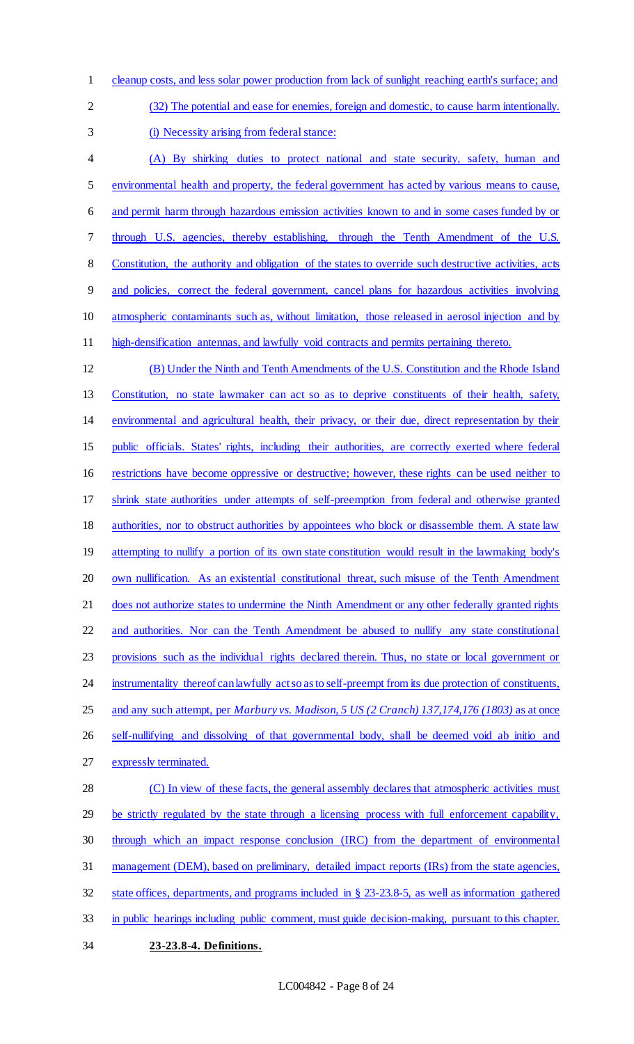cleanup costs, and less solar power production from lack of sunlight reaching earth's surface; and

(32) The potential and ease for enemies, foreign and domestic, to cause harm intentionally.

(i) Necessity arising from federal stance:

(A) By shirking duties to protect national and state security, safety, human and environmental health and property, the federal government has acted by various means to cause, and permit harm through hazardous emission activities known to and in some cases funded by or through U.S. agencies, thereby establishing, through the Tenth Amendment of the U.S. Constitution, the authority and obligation of the states to override such destructive activities, acts and policies, correct the federal government, cancel plans for hazardous activities involving atmospheric contaminants such as, without limitation, those released in aerosol injection and by high-densification antennas, and lawfully void contracts and permits pertaining thereto.

(B) Under the Ninth and Tenth Amendments of the U.S. Constitution and the Rhode Island Constitution, no state lawmaker can act so as to deprive constituents of their health, safety, environmental and agricultural health, their privacy, or their due, direct representation by their public officials. States' rights, including their authorities, are correctly exerted where federal restrictions have become oppressive or destructive; however, these rights can be used neither to shrink state authorities under attempts of self-preemption from federal and otherwise granted authorities, nor to obstruct authorities by appointees who block or disassemble them. A state law attempting to nullify a portion of its own state constitution would result in the lawmaking body's own nullification. As an existential constitutional threat, such misuse of the Tenth Amendment does not authorize states to undermine the Ninth Amendment or any other federally granted rights and authorities. Nor can the Tenth Amendment be abused to nullify any state constitutional provisions such as the individual rights declared therein. Thus, no state or local government or instrumentality thereof can lawfully act so as to self-preempt from its due protection of constituents, and any such attempt, per *Marbury vs. Madison, 5 US (2 Cranch) 137,174,176 (1803)* as at once self-nullifying and dissolving of that governmental body, shall be deemed void ab initio and expressly terminated.

(C) In view of these facts, the general assembly declares that atmospheric activities must be strictly regulated by the state through a licensing process with full enforcement capability, through which an impact response conclusion (IRC) from the department of environmental management (DEM), based on preliminary, detailed impact reports (IRs) from the state agencies, state offices, departments, and programs included in § 23-23.8-5, as well as information gathered in public hearings including public comment, must guide decision-making, pursuant to this chapter.

**23-23.8-4. Definitions.**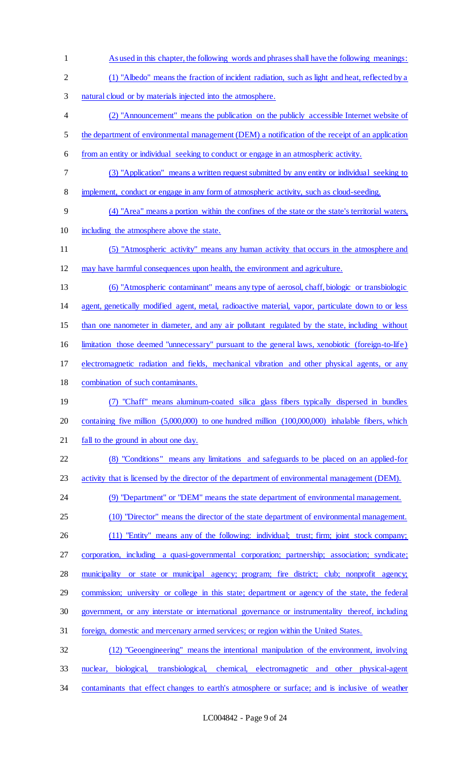As used in this chapter, the following words and phrases shall have the following meanings:

(1) "Albedo" means the fraction of incident radiation, such as light and heat, reflected by a natural cloud or by materials injected into the atmosphere.

(2) "Announcement" means the publication on the publicly accessible Internet website of the department of environmental management (DEM) a notification of the receipt of an application from an entity or individual seeking to conduct or engage in an atmospheric activity.

(3) "Application" means a written request submitted by any entity or individual seeking to implement, conduct or engage in any form of atmospheric activity, such as cloud-seeding.

(4) "Area" means a portion within the confines of the state or the state's territorial waters, including the atmosphere above the state.

(5) "Atmospheric activity" means any human activity that occurs in the atmosphere and may have harmful consequences upon health, the environment and agriculture.

(6) "Atmospheric contaminant" means any type of aerosol, chaff, biologic or transbiologic agent, genetically modified agent, metal, radioactive material, vapor, particulate down to or less than one nanometer in diameter, and any air pollutant regulated by the state, including without limitation those deemed "unnecessary" pursuant to the general laws, xenobiotic (foreign-to-life) electromagnetic radiation and fields, mechanical vibration and other physical agents, or any combination of such contaminants.

(7) "Chaff" means aluminum-coated silica glass fibers typically dispersed in bundles containing five million (5,000,000) to one hundred million (100,000,000) inhalable fibers, which fall to the ground in about one day.

(8) "Conditions" means any limitations and safeguards to be placed on an applied-for activity that is licensed by the director of the department of environmental management (DEM).

(9) "Department" or "DEM" means the state department of environmental management.

(10) "Director" means the director of the state department of environmental management.

(11) "Entity" means any of the following: individual; trust; firm; joint stock company; corporation, including a quasi-governmental corporation; partnership; association; syndicate; municipality or state or municipal agency; program; fire district; club; nonprofit agency; commission; university or college in this state; department or agency of the state, the federal government, or any interstate or international governance or instrumentality thereof, including foreign, domestic and mercenary armed services; or region within the United States.

(12) "Geoengineering" means the intentional manipulation of the environment, involving nuclear, biological, transbiological, chemical, electromagnetic and other physical-agent contaminants that effect changes to earth's atmosphere or surface; and is inclusive of weather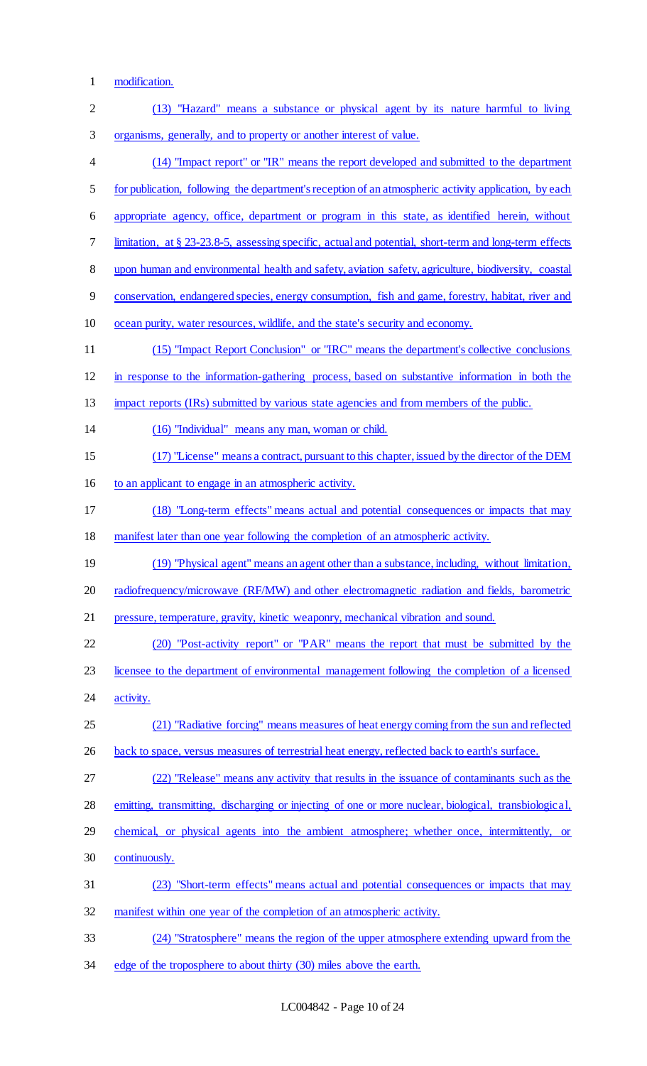modification.

(13) "Hazard" means a substance or physical agent by its nature harmful to living organisms, generally, and to property or another interest of value.

(14) "Impact report" or "IR" means the report developed and submitted to the department for publication, following the department's reception of an atmospheric activity application, by each appropriate agency, office, department or program in this state, as identified herein, without limitation, at § 23-23.8-5, assessing specific, actual and potential, short-term and long-term effects upon human and environmental health and safety, aviation safety, agriculture, biodiversity, coastal conservation, endangered species, energy consumption, fish and game, forestry, habitat, river and ocean purity, water resources, wildlife, and the state's security and economy.

(15) "Impact Report Conclusion" or "IRC" means the department's collective conclusions in response to the information-gathering process, based on substantive information in both the impact reports (IRs) submitted by various state agencies and from members of the public.

(16) "Individual" means any man, woman or child.

(17) "License" means a contract, pursuant to this chapter, issued by the director of the DEM to an applicant to engage in an atmospheric activity.

(18) "Long-term effects" means actual and potential consequences or impacts that may manifest later than one year following the completion of an atmospheric activity.

(19) "Physical agent" means an agent other than a substance, including, without limitation, radiofrequency/microwave (RF/MW) and other electromagnetic radiation and fields, barometric pressure, temperature, gravity, kinetic weaponry, mechanical vibration and sound.

(20) "Post-activity report" or "PAR" means the report that must be submitted by the licensee to the department of environmental management following the completion of a licensed activity.

(21) "Radiative forcing" means measures of heat energy coming from the sun and reflected back to space, versus measures of terrestrial heat energy, reflected back to earth's surface.

(22) "Release" means any activity that results in the issuance of contaminants such as the emitting, transmitting, discharging or injecting of one or more nuclear, biological, transbiological, chemical, or physical agents into the ambient atmosphere; whether once, intermittently, or continuously.

(23) "Short-term effects" means actual and potential consequences or impacts that may manifest within one year of the completion of an atmospheric activity.

(24) "Stratosphere" means the region of the upper atmosphere extending upward from the edge of the troposphere to about thirty (30) miles above the earth.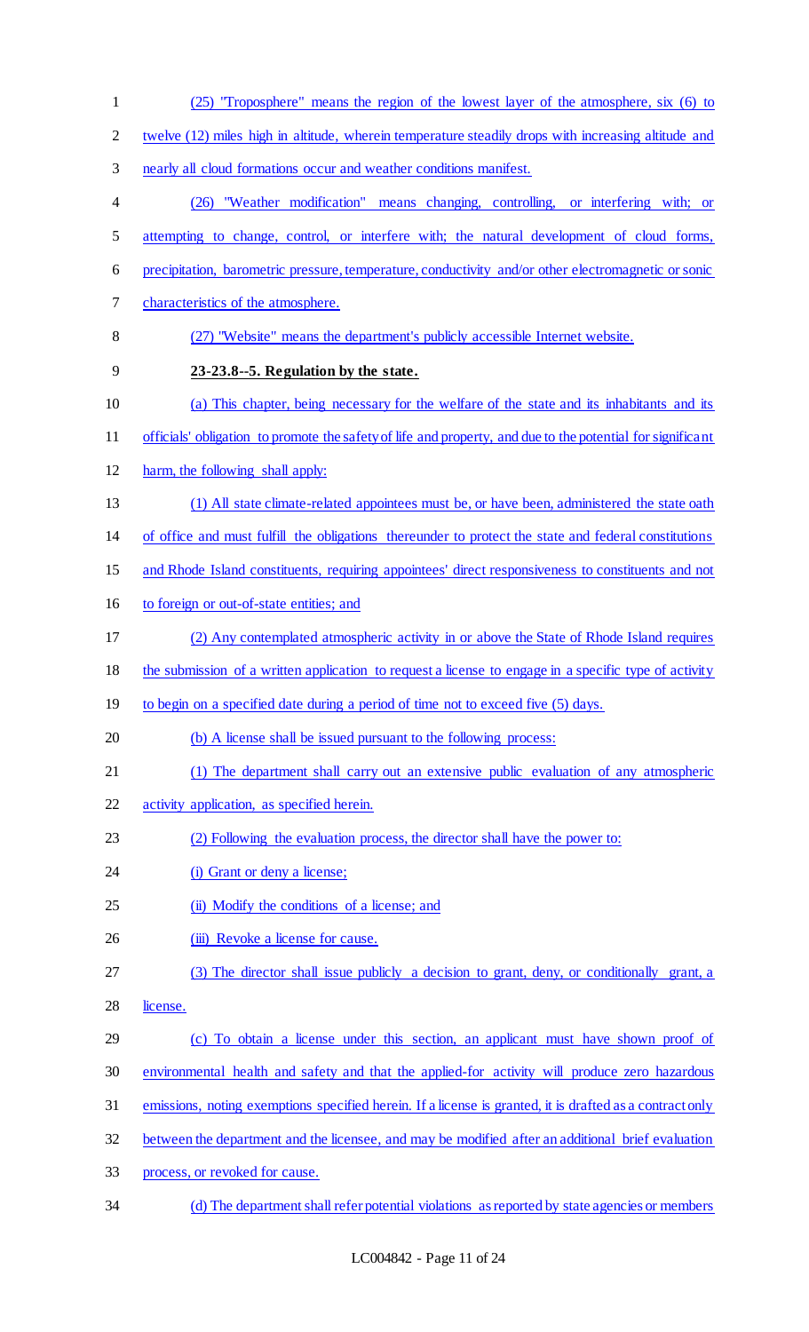(25) "Troposphere" means the region of the lowest layer of the atmosphere, six (6) to twelve (12) miles high in altitude, wherein temperature steadily drops with increasing altitude and nearly all cloud formations occur and weather conditions manifest.

(26) "Weather modification" means changing, controlling, or interfering with; or attempting to change, control, or interfere with; the natural development of cloud forms, precipitation, barometric pressure, temperature, conductivity and/or other electromagnetic or sonic characteristics of the atmosphere.

(27) "Website" means the department's publicly accessible Internet website.

**23-23.8--5. Regulation by the state.**

(a) This chapter, being necessary for the welfare of the state and its inhabitants and its officials' obligation to promote the safety of life and property, and due to the potential for significant harm, the following shall apply:

(1) All state climate-related appointees must be, or have been, administered the state oath of office and must fulfill the obligations thereunder to protect the state and federal constitutions and Rhode Island constituents, requiring appointees' direct responsiveness to constituents and not to foreign or out-of-state entities; and

(2) Any contemplated atmospheric activity in or above the State of Rhode Island requires the submission of a written application to request a license to engage in a specific type of activity to begin on a specified date during a period of time not to exceed five (5) days.

(b) A license shall be issued pursuant to the following process:

(1) The department shall carry out an extensive public evaluation of any atmospheric activity application, as specified herein.

(2) Following the evaluation process, the director shall have the power to:

(i) Grant or deny a license;

(ii) Modify the conditions of a license; and

(iii) Revoke a license for cause.

(3) The director shall issue publicly a decision to grant, deny, or conditionally grant, a license.

(c) To obtain a license under this section, an applicant must have shown proof of environmental health and safety and that the applied-for activity will produce zero hazardous emissions, noting exemptions specified herein. If a license is granted, it is drafted as a contract only between the department and the licensee, and may be modified after an additional brief evaluation process, or revoked for cause.

(d) The department shall refer potential violations as reported by state agencies or members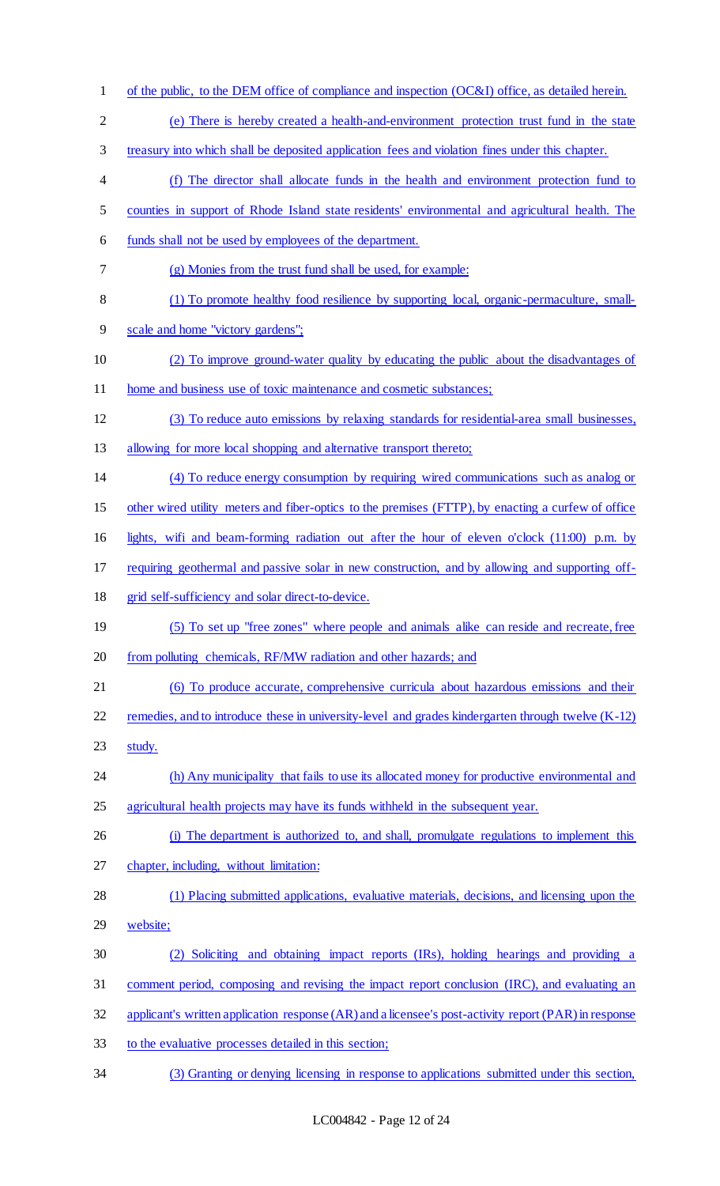of the public, to the DEM office of compliance and inspection (OC&I) office, as detailed herein.

(e) There is hereby created a health-and-environment protection trust fund in the state treasury into which shall be deposited application fees and violation fines under this chapter.

(f) The director shall allocate funds in the health and environment protection fund to counties in support of Rhode Island state residents' environmental and agricultural health. The funds shall not be used by employees of the department.

(g) Monies from the trust fund shall be used, for example:

(1) To promote healthy food resilience by supporting local, organic-permaculture, small-scale and home "victory gardens";

(2) To improve ground-water quality by educating the public about the disadvantages of home and business use of toxic maintenance and cosmetic substances;

(3) To reduce auto emissions by relaxing standards for residential-area small businesses, allowing for more local shopping and alternative transport thereto;

(4) To reduce energy consumption by requiring wired communications such as analog or other wired utility meters and fiber-optics to the premises (FTTP), by enacting a curfew of office lights, wifi and beam-forming radiation out after the hour of eleven o'clock (11:00) p.m. by requiring geothermal and passive solar in new construction, and by allowing and supporting off-grid self-sufficiency and solar direct-to-device.

(5) To set up "free zones" where people and animals alike can reside and recreate, free from polluting chemicals, RF/MW radiation and other hazards; and

(6) To produce accurate, comprehensive curricula about hazardous emissions and their remedies, and to introduce these in university-level and grades kindergarten through twelve (K-12) study.

(h) Any municipality that fails to use its allocated money for productive environmental and agricultural health projects may have its funds withheld in the subsequent year.

(i) The department is authorized to, and shall, promulgate regulations to implement this chapter, including, without limitation:

(1) Placing submitted applications, evaluative materials, decisions, and licensing upon the website;

(2) Soliciting and obtaining impact reports (IRs), holding hearings and providing a comment period, composing and revising the impact report conclusion (IRC), and evaluating an applicant's written application response (AR) and a licensee's post-activity report (PAR) in response to the evaluative processes detailed in this section;

(3) Granting or denying licensing in response to applications submitted under this section,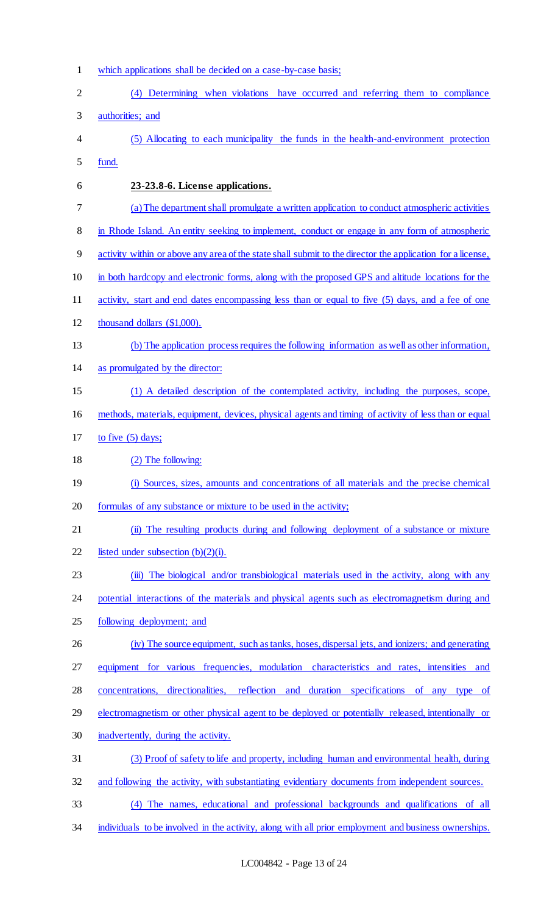which applications shall be decided on a case-by-case basis;

(4) Determining when violations have occurred and referring them to compliance authorities; and

(5) Allocating to each municipality the funds in the health-and-environment protection fund.

**23-23.8-6. License applications.**

(a) The department shall promulgate a written application to conduct atmospheric activities in Rhode Island. An entity seeking to implement, conduct or engage in any form of atmospheric activity within or above any area of the state shall submit to the director the application for a license, in both hardcopy and electronic forms, along with the proposed GPS and altitude locations for the activity, start and end dates encompassing less than or equal to five (5) days, and a fee of one thousand dollars ($1,000).

(b) The application process requires the following information as well as other information, as promulgated by the director:

(1) A detailed description of the contemplated activity, including the purposes, scope, methods, materials, equipment, devices, physical agents and timing of activity of less than or equal to five (5) days;

(2) The following:

(i) Sources, sizes, amounts and concentrations of all materials and the precise chemical formulas of any substance or mixture to be used in the activity;

(ii) The resulting products during and following deployment of a substance or mixture listed under subsection (b)(2)(i).

(iii) The biological and/or transbiological materials used in the activity, along with any potential interactions of the materials and physical agents such as electromagnetism during and following deployment; and

(iv) The source equipment, such as tanks, hoses, dispersal jets, and ionizers; and generating equipment for various frequencies, modulation characteristics and rates, intensities and concentrations, directionalities, reflection and duration specifications of any type of electromagnetism or other physical agent to be deployed or potentially released, intentionally or inadvertently, during the activity.

(3) Proof of safety to life and property, including human and environmental health, during and following the activity, with substantiating evidentiary documents from independent sources.

(4) The names, educational and professional backgrounds and qualifications of all individuals to be involved in the activity, along with all prior employment and business ownerships.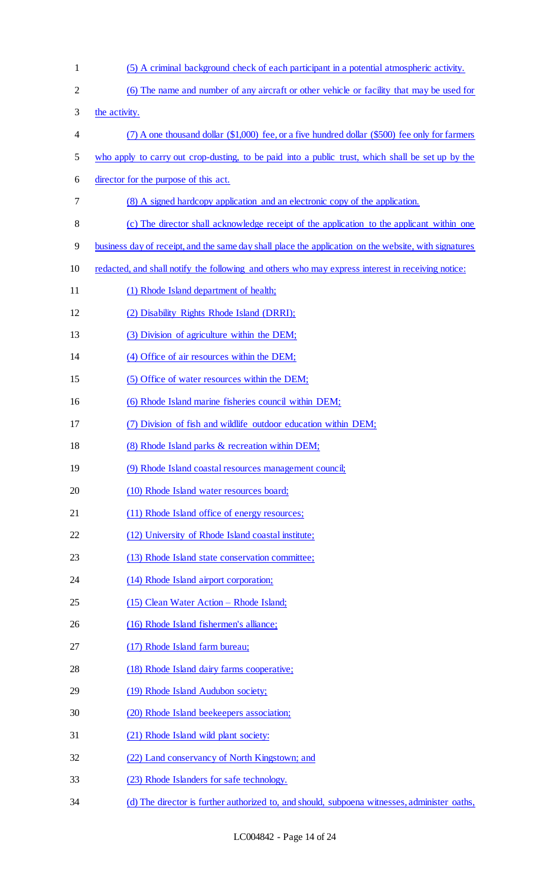(5) A criminal background check of each participant in a potential atmospheric activity.

(6) The name and number of any aircraft or other vehicle or facility that may be used for the activity.

(7) A one thousand dollar ($1,000) fee, or a five hundred dollar ($500) fee only for farmers who apply to carry out crop-dusting, to be paid into a public trust, which shall be set up by the director for the purpose of this act.

(8) A signed hardcopy application and an electronic copy of the application.

(c) The director shall acknowledge receipt of the application to the applicant within one business day of receipt, and the same day shall place the application on the website, with signatures redacted, and shall notify the following and others who may express interest in receiving notice:

(1) Rhode Island department of health;

(2) Disability Rights Rhode Island (DRRI);

(3) Division of agriculture within the DEM;

(4) Office of air resources within the DEM;

(5) Office of water resources within the DEM;

(6) Rhode Island marine fisheries council within DEM;

(7) Division of fish and wildlife outdoor education within DEM;

(8) Rhode Island parks & recreation within DEM;

(9) Rhode Island coastal resources management council;

(10) Rhode Island water resources board;

(11) Rhode Island office of energy resources;

(12) University of Rhode Island coastal institute;

(13) Rhode Island state conservation committee;

(14) Rhode Island airport corporation;

(15) Clean Water Action – Rhode Island;

(16) Rhode Island fishermen's alliance;

(17) Rhode Island farm bureau;

(18) Rhode Island dairy farms cooperative;

(19) Rhode Island Audubon society;

(20) Rhode Island beekeepers association;

(21) Rhode Island wild plant society:

(22) Land conservancy of North Kingstown; and

(23) Rhode Islanders for safe technology.

(d) The director is further authorized to, and should, subpoena witnesses, administer oaths,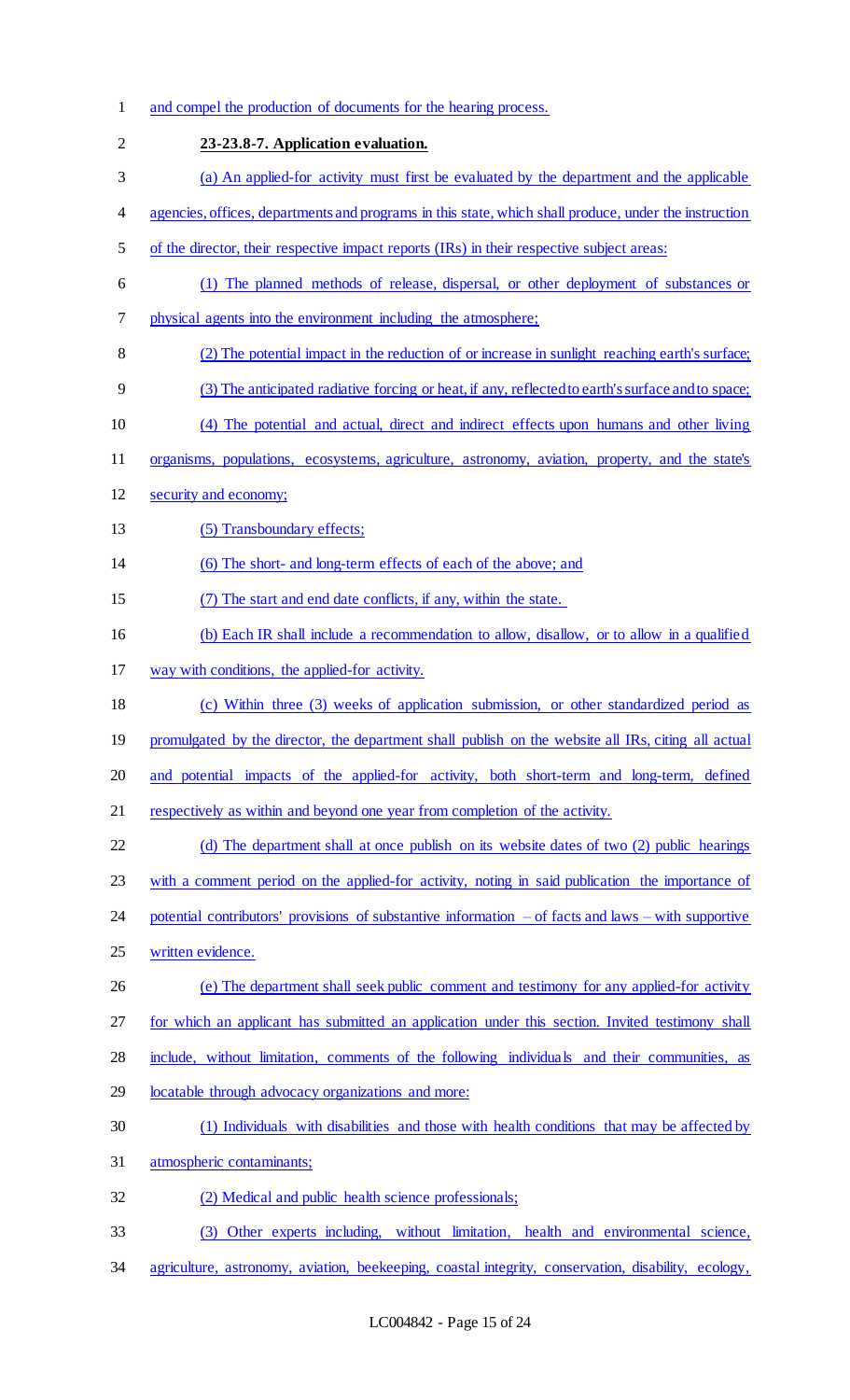and compel the production of documents for the hearing process.

**23-23.8-7. Application evaluation.**

(a) An applied-for activity must first be evaluated by the department and the applicable agencies, offices, departments and programs in this state, which shall produce, under the instruction of the director, their respective impact reports (IRs) in their respective subject areas:

(1) The planned methods of release, dispersal, or other deployment of substances or physical agents into the environment including the atmosphere;

(2) The potential impact in the reduction of or increase in sunlight reaching earth's surface;

(3) The anticipated radiative forcing or heat, if any, reflected to earth's surface and to space;

(4) The potential and actual, direct and indirect effects upon humans and other living organisms, populations, ecosystems, agriculture, astronomy, aviation, property, and the state's security and economy;

(5) Transboundary effects;

(6) The short- and long-term effects of each of the above; and

(7) The start and end date conflicts, if any, within the state.

(b) Each IR shall include a recommendation to allow, disallow, or to allow in a qualified way with conditions, the applied-for activity.

(c) Within three (3) weeks of application submission, or other standardized period as promulgated by the director, the department shall publish on the website all IRs, citing all actual and potential impacts of the applied-for activity, both short-term and long-term, defined respectively as within and beyond one year from completion of the activity.

(d) The department shall at once publish on its website dates of two (2) public hearings with a comment period on the applied-for activity, noting in said publication the importance of potential contributors' provisions of substantive information – of facts and laws – with supportive written evidence.

(e) The department shall seek public comment and testimony for any applied-for activity for which an applicant has submitted an application under this section. Invited testimony shall include, without limitation, comments of the following individuals and their communities, as locatable through advocacy organizations and more:

(1) Individuals with disabilities and those with health conditions that may be affected by atmospheric contaminants;

(2) Medical and public health science professionals;

(3) Other experts including, without limitation, health and environmental science, agriculture, astronomy, aviation, beekeeping, coastal integrity, conservation, disability, ecology,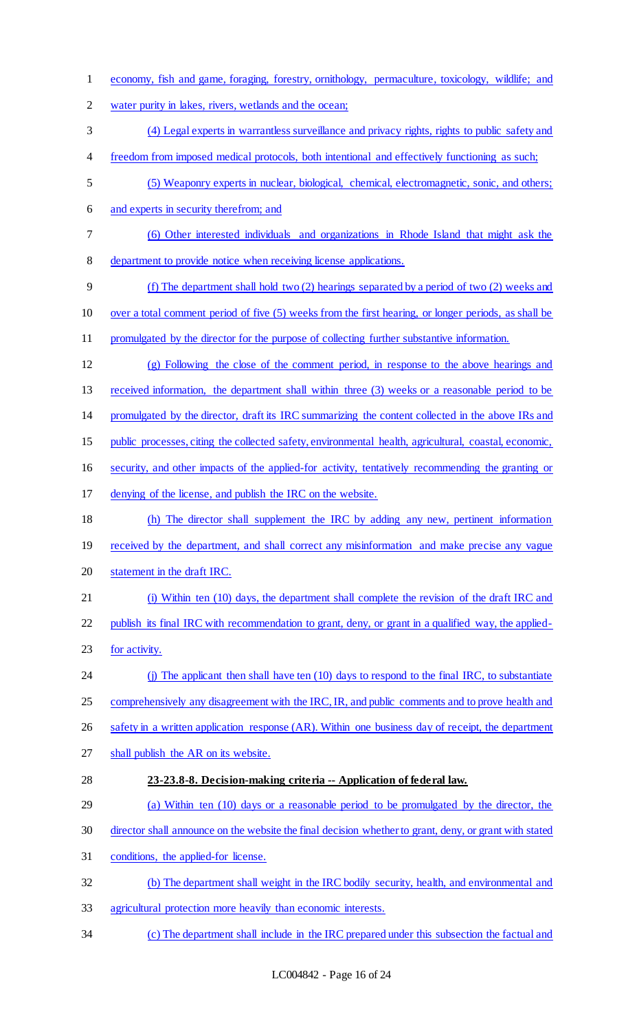economy, fish and game, foraging, forestry, ornithology, permaculture, toxicology, wildlife; and water purity in lakes, rivers, wetlands and the ocean;

(4) Legal experts in warrantless surveillance and privacy rights, rights to public safety and freedom from imposed medical protocols, both intentional and effectively functioning as such;

(5) Weaponry experts in nuclear, biological, chemical, electromagnetic, sonic, and others; and experts in security therefrom; and

(6) Other interested individuals and organizations in Rhode Island that might ask the department to provide notice when receiving license applications.

(f) The department shall hold two (2) hearings separated by a period of two (2) weeks and over a total comment period of five (5) weeks from the first hearing, or longer periods, as shall be promulgated by the director for the purpose of collecting further substantive information.

(g) Following the close of the comment period, in response to the above hearings and received information, the department shall within three (3) weeks or a reasonable period to be promulgated by the director, draft its IRC summarizing the content collected in the above IRs and public processes, citing the collected safety, environmental health, agricultural, coastal, economic, security, and other impacts of the applied-for activity, tentatively recommending the granting or denying of the license, and publish the IRC on the website.

(h) The director shall supplement the IRC by adding any new, pertinent information received by the department, and shall correct any misinformation and make precise any vague statement in the draft IRC.

(i) Within ten (10) days, the department shall complete the revision of the draft IRC and publish its final IRC with recommendation to grant, deny, or grant in a qualified way, the applied-for activity.

(j) The applicant then shall have ten (10) days to respond to the final IRC, to substantiate comprehensively any disagreement with the IRC, IR, and public comments and to prove health and safety in a written application response (AR). Within one business day of receipt, the department shall publish the AR on its website.

**23-23.8-8. Decision-making criteria -- Application of federal law.**

(a) Within ten (10) days or a reasonable period to be promulgated by the director, the director shall announce on the website the final decision whether to grant, deny, or grant with stated conditions, the applied-for license.

(b) The department shall weight in the IRC bodily security, health, and environmental and agricultural protection more heavily than economic interests.

(c) The department shall include in the IRC prepared under this subsection the factual and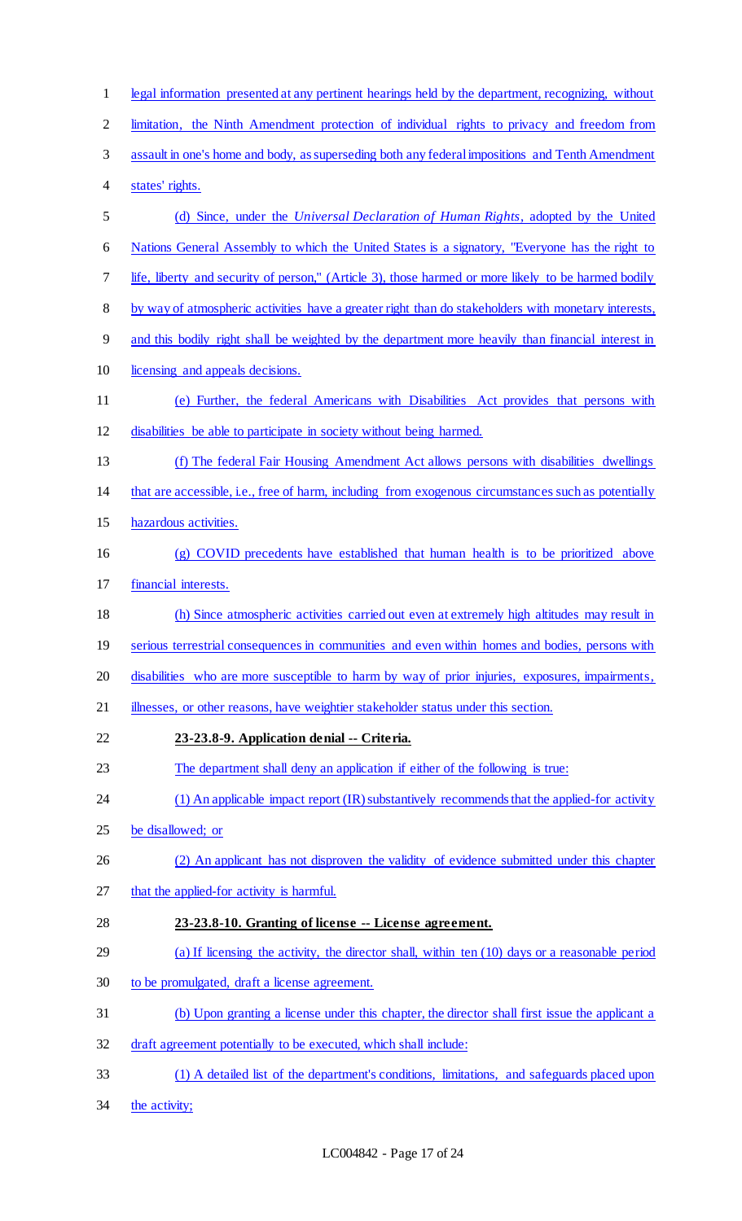legal information presented at any pertinent hearings held by the department, recognizing, without limitation, the Ninth Amendment protection of individual rights to privacy and freedom from assault in one's home and body, as superseding both any federal impositions and Tenth Amendment states' rights.

(d) Since, under the *Universal Declaration of Human Rights*, adopted by the United Nations General Assembly to which the United States is a signatory, "Everyone has the right to life, liberty and security of person," (Article 3), those harmed or more likely to be harmed bodily by way of atmospheric activities have a greater right than do stakeholders with monetary interests, and this bodily right shall be weighted by the department more heavily than financial interest in licensing and appeals decisions.

(e) Further, the federal Americans with Disabilities Act provides that persons with disabilities be able to participate in society without being harmed.

(f) The federal Fair Housing Amendment Act allows persons with disabilities dwellings that are accessible, i.e., free of harm, including from exogenous circumstances such as potentially hazardous activities.

(g) COVID precedents have established that human health is to be prioritized above financial interests.

(h) Since atmospheric activities carried out even at extremely high altitudes may result in serious terrestrial consequences in communities and even within homes and bodies, persons with disabilities who are more susceptible to harm by way of prior injuries, exposures, impairments, illnesses, or other reasons, have weightier stakeholder status under this section.

**23-23.8-9. Application denial -- Criteria.**

The department shall deny an application if either of the following is true:

(1) An applicable impact report (IR) substantively recommends that the applied-for activity be disallowed; or

(2) An applicant has not disproven the validity of evidence submitted under this chapter that the applied-for activity is harmful.

**23-23.8-10. Granting of license -- License agreement.**

(a) If licensing the activity, the director shall, within ten (10) days or a reasonable period to be promulgated, draft a license agreement.

(b) Upon granting a license under this chapter, the director shall first issue the applicant a draft agreement potentially to be executed, which shall include:

(1) A detailed list of the department's conditions, limitations, and safeguards placed upon the activity;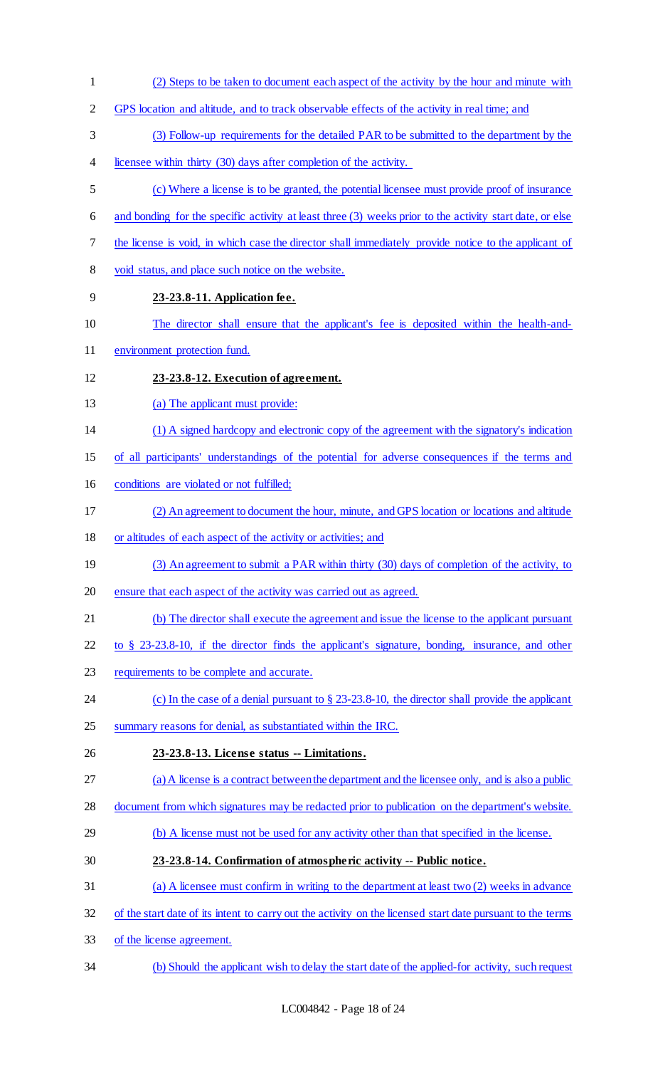(2) Steps to be taken to document each aspect of the activity by the hour and minute with GPS location and altitude, and to track observable effects of the activity in real time; and

(3) Follow-up requirements for the detailed PAR to be submitted to the department by the licensee within thirty (30) days after completion of the activity.

(c) Where a license is to be granted, the potential licensee must provide proof of insurance and bonding for the specific activity at least three (3) weeks prior to the activity start date, or else the license is void, in which case the director shall immediately provide notice to the applicant of void status, and place such notice on the website.

**23-23.8-11. Application fee.**

The director shall ensure that the applicant's fee is deposited within the health-and-environment protection fund.

**23-23.8-12. Execution of agreement.**

(a) The applicant must provide:

(1) A signed hardcopy and electronic copy of the agreement with the signatory's indication of all participants' understandings of the potential for adverse consequences if the terms and conditions are violated or not fulfilled;

(2) An agreement to document the hour, minute, and GPS location or locations and altitude or altitudes of each aspect of the activity or activities; and

(3) An agreement to submit a PAR within thirty (30) days of completion of the activity, to ensure that each aspect of the activity was carried out as agreed.

(b) The director shall execute the agreement and issue the license to the applicant pursuant to § 23-23.8-10, if the director finds the applicant's signature, bonding, insurance, and other requirements to be complete and accurate.

(c) In the case of a denial pursuant to § 23-23.8-10, the director shall provide the applicant summary reasons for denial, as substantiated within the IRC.

**23-23.8-13. License status -- Limitations.**

(a) A license is a contract between the department and the licensee only, and is also a public document from which signatures may be redacted prior to publication on the department's website.

(b) A license must not be used for any activity other than that specified in the license.

**23-23.8-14. Confirmation of atmospheric activity -- Public notice.**

(a) A licensee must confirm in writing to the department at least two (2) weeks in advance of the start date of its intent to carry out the activity on the licensed start date pursuant to the terms of the license agreement.

(b) Should the applicant wish to delay the start date of the applied-for activity, such request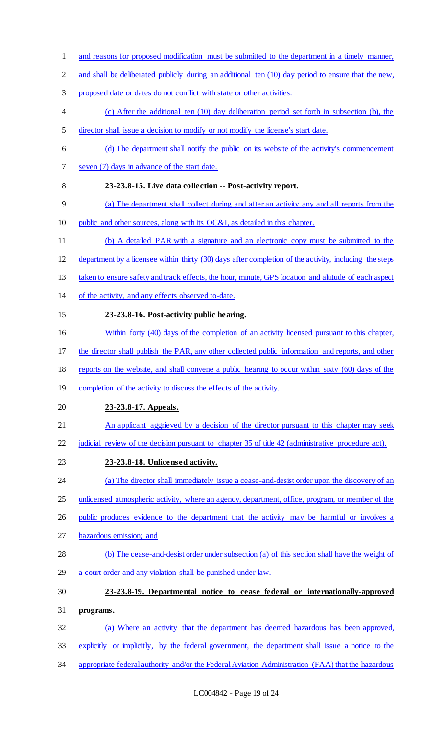and reasons for proposed modification must be submitted to the department in a timely manner, and shall be deliberated publicly during an additional ten (10) day period to ensure that the new, proposed date or dates do not conflict with state or other activities.

(c) After the additional ten (10) day deliberation period set forth in subsection (b), the director shall issue a decision to modify or not modify the license's start date.

(d) The department shall notify the public on its website of the activity's commencement seven (7) days in advance of the start date.

**23-23.8-15. Live data collection -- Post-activity report.**

(a) The department shall collect during and after an activity any and all reports from the public and other sources, along with its OC&I, as detailed in this chapter.

(b) A detailed PAR with a signature and an electronic copy must be submitted to the department by a licensee within thirty (30) days after completion of the activity, including the steps taken to ensure safety and track effects, the hour, minute, GPS location and altitude of each aspect of the activity, and any effects observed to-date.

**23-23.8-16. Post-activity public hearing.**

Within forty (40) days of the completion of an activity licensed pursuant to this chapter, the director shall publish the PAR, any other collected public information and reports, and other reports on the website, and shall convene a public hearing to occur within sixty (60) days of the completion of the activity to discuss the effects of the activity.

**23-23.8-17. Appeals.**

An applicant aggrieved by a decision of the director pursuant to this chapter may seek judicial review of the decision pursuant to chapter 35 of title 42 (administrative procedure act).

**23-23.8-18. Unlicensed activity.**

(a) The director shall immediately issue a cease-and-desist order upon the discovery of an unlicensed atmospheric activity, where an agency, department, office, program, or member of the public produces evidence to the department that the activity may be harmful or involves a hazardous emission; and

(b) The cease-and-desist order under subsection (a) of this section shall have the weight of a court order and any violation shall be punished under law.

**23-23.8-19. Departmental notice to cease federal or internationally-approved programs.**

(a) Where an activity that the department has deemed hazardous has been approved, explicitly or implicitly, by the federal government, the department shall issue a notice to the appropriate federal authority and/or the Federal Aviation Administration (FAA) that the hazardous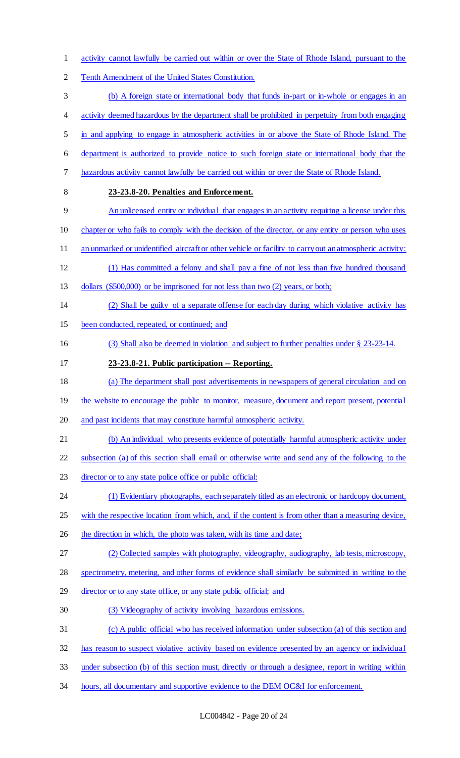activity cannot lawfully be carried out within or over the State of Rhode Island, pursuant to the Tenth Amendment of the United States Constitution.

(b) A foreign state or international body that funds in-part or in-whole or engages in an activity deemed hazardous by the department shall be prohibited in perpetuity from both engaging in and applying to engage in atmospheric activities in or above the State of Rhode Island. The department is authorized to provide notice to such foreign state or international body that the hazardous activity cannot lawfully be carried out within or over the State of Rhode Island.

**23-23.8-20. Penalties and Enforcement.**

An unlicensed entity or individual that engages in an activity requiring a license under this chapter or who fails to comply with the decision of the director, or any entity or person who uses an unmarked or unidentified aircraft or other vehicle or facility to carry out an atmospheric activity:

(1) Has committed a felony and shall pay a fine of not less than five hundred thousand dollars ($500,000) or be imprisoned for not less than two (2) years, or both;

(2) Shall be guilty of a separate offense for each day during which violative activity has been conducted, repeated, or continued; and

(3) Shall also be deemed in violation and subject to further penalties under § 23-23-14.

**23-23.8-21. Public participation -- Reporting.**

(a) The department shall post advertisements in newspapers of general circulation and on the website to encourage the public to monitor, measure, document and report present, potential and past incidents that may constitute harmful atmospheric activity.

(b) An individual who presents evidence of potentially harmful atmospheric activity under subsection (a) of this section shall email or otherwise write and send any of the following to the director or to any state police office or public official:

(1) Evidentiary photographs, each separately titled as an electronic or hardcopy document, with the respective location from which, and, if the content is from other than a measuring device, the direction in which, the photo was taken, with its time and date;

(2) Collected samples with photography, videography, audiography, lab tests, microscopy, spectrometry, metering, and other forms of evidence shall similarly be submitted in writing to the director or to any state office, or any state public official; and

(3) Videography of activity involving hazardous emissions.

(c) A public official who has received information under subsection (a) of this section and has reason to suspect violative activity based on evidence presented by an agency or individual under subsection (b) of this section must, directly or through a designee, report in writing within hours, all documentary and supportive evidence to the DEM OC&I for enforcement.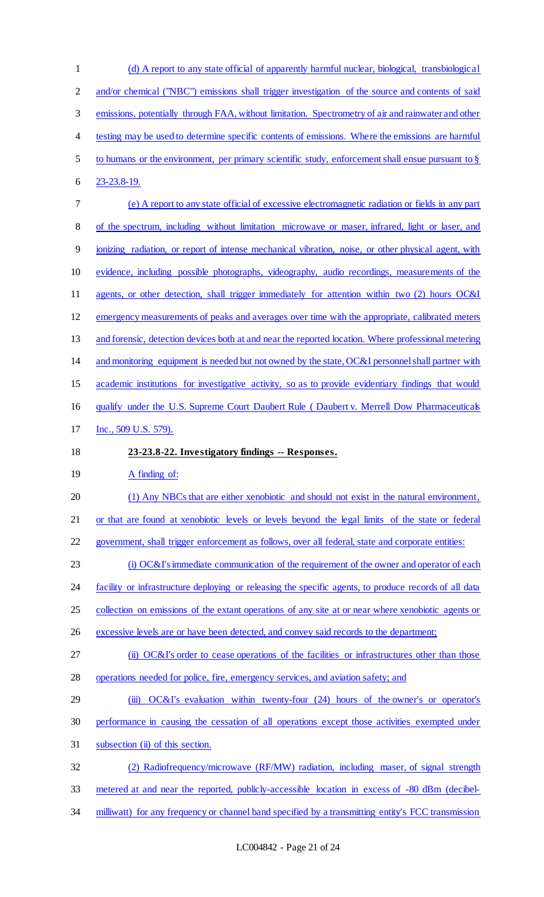(d) A report to any state official of apparently harmful nuclear, biological, transbiological and/or chemical ("NBC") emissions shall trigger investigation of the source and contents of said emissions, potentially through FAA, without limitation. Spectrometry of air and rainwater and other testing may be used to determine specific contents of emissions. Where the emissions are harmful to humans or the environment, per primary scientific study, enforcement shall ensue pursuant to § 23-23.8-19.

(e) A report to any state official of excessive electromagnetic radiation or fields in any part of the spectrum, including without limitation microwave or maser, infrared, light or laser, and ionizing radiation, or report of intense mechanical vibration, noise, or other physical agent, with evidence, including possible photographs, videography, audio recordings, measurements of the agents, or other detection, shall trigger immediately for attention within two (2) hours OC&I emergency measurements of peaks and averages over time with the appropriate, calibrated meters and forensic, detection devices both at and near the reported location. Where professional metering and monitoring equipment is needed but not owned by the state, OC&I personnel shall partner with academic institutions for investigative activity, so as to provide evidentiary findings that would qualify under the U.S. Supreme Court Daubert Rule ( Daubert v. Merrell Dow Pharmaceuticals Inc., 509 U.S. 579).

**23-23.8-22. Investigatory findings -- Responses.**

A finding of:

(1) Any NBCs that are either xenobiotic and should not exist in the natural environment, or that are found at xenobiotic levels or levels beyond the legal limits of the state or federal government, shall trigger enforcement as follows, over all federal, state and corporate entities:

(i) OC&I's immediate communication of the requirement of the owner and operator of each facility or infrastructure deploying or releasing the specific agents, to produce records of all data collection on emissions of the extant operations of any site at or near where xenobiotic agents or excessive levels are or have been detected, and convey said records to the department;

(ii) OC&I's order to cease operations of the facilities or infrastructures other than those operations needed for police, fire, emergency services, and aviation safety; and

(iii) OC&I's evaluation within twenty-four (24) hours of the owner's or operator's performance in causing the cessation of all operations except those activities exempted under subsection (ii) of this section.

(2) Radiofrequency/microwave (RF/MW) radiation, including maser, of signal strength metered at and near the reported, publicly-accessible location in excess of -80 dBm (decibel-milliwatt) for any frequency or channel band specified by a transmitting entity's FCC transmission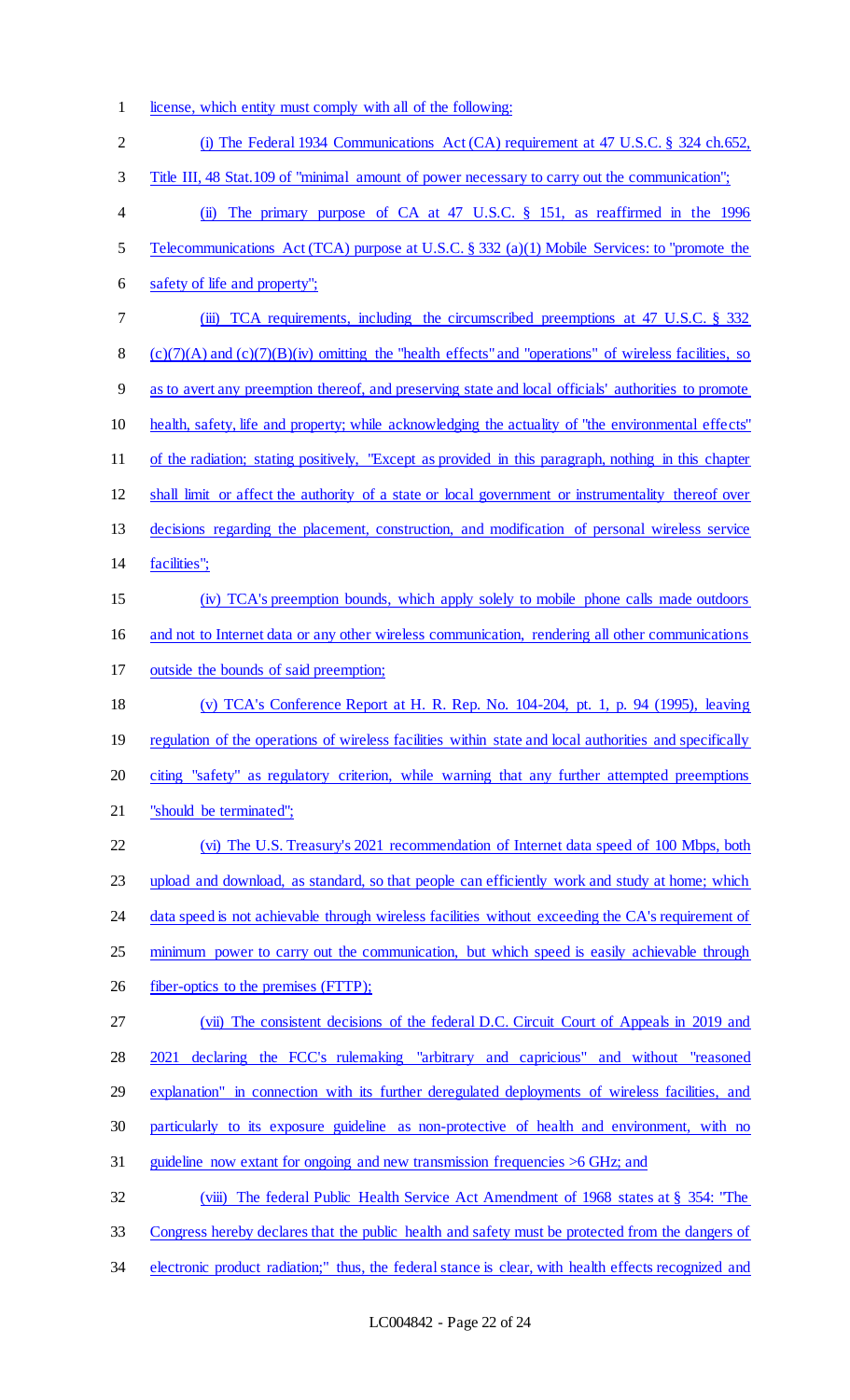license, which entity must comply with all of the following:

(i) The Federal 1934 Communications Act (CA) requirement at 47 U.S.C. § 324 ch.652, Title III, 48 Stat.109 of "minimal amount of power necessary to carry out the communication";

(ii) The primary purpose of CA at 47 U.S.C. § 151, as reaffirmed in the 1996 Telecommunications Act (TCA) purpose at U.S.C. § 332 (a)(1) Mobile Services: to "promote the safety of life and property";

(iii) TCA requirements, including the circumscribed preemptions at 47 U.S.C. § 332 (c)(7)(A) and (c)(7)(B)(iv) omitting the "health effects" and "operations" of wireless facilities, so as to avert any preemption thereof, and preserving state and local officials' authorities to promote health, safety, life and property; while acknowledging the actuality of "the environmental effects" of the radiation; stating positively, "Except as provided in this paragraph, nothing in this chapter shall limit or affect the authority of a state or local government or instrumentality thereof over decisions regarding the placement, construction, and modification of personal wireless service facilities";

(iv) TCA's preemption bounds, which apply solely to mobile phone calls made outdoors and not to Internet data or any other wireless communication, rendering all other communications outside the bounds of said preemption;

(v) TCA's Conference Report at H. R. Rep. No. 104-204, pt. 1, p. 94 (1995), leaving regulation of the operations of wireless facilities within state and local authorities and specifically citing "safety" as regulatory criterion, while warning that any further attempted preemptions "should be terminated";

(vi) The U.S. Treasury's 2021 recommendation of Internet data speed of 100 Mbps, both upload and download, as standard, so that people can efficiently work and study at home; which data speed is not achievable through wireless facilities without exceeding the CA's requirement of minimum power to carry out the communication, but which speed is easily achievable through fiber-optics to the premises (FTTP);

(vii) The consistent decisions of the federal D.C. Circuit Court of Appeals in 2019 and 2021 declaring the FCC's rulemaking "arbitrary and capricious" and without "reasoned explanation" in connection with its further deregulated deployments of wireless facilities, and particularly to its exposure guideline as non-protective of health and environment, with no guideline now extant for ongoing and new transmission frequencies >6 GHz; and

(viii) The federal Public Health Service Act Amendment of 1968 states at § 354: "The Congress hereby declares that the public health and safety must be protected from the dangers of electronic product radiation;" thus, the federal stance is clear, with health effects recognized and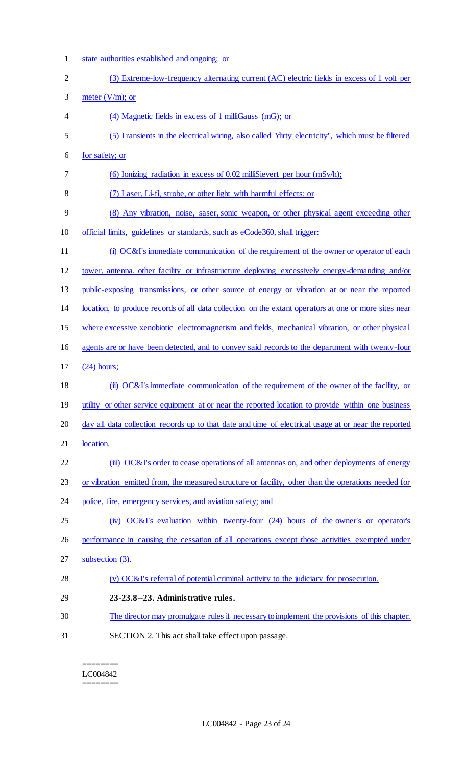state authorities established and ongoing; or

(3) Extreme-low-frequency alternating current (AC) electric fields in excess of 1 volt per meter (V/m); or

(4) Magnetic fields in excess of 1 milliGauss (mG); or

(5) Transients in the electrical wiring, also called "dirty electricity", which must be filtered for safety; or

(6) Ionizing radiation in excess of 0.02 milliSievert per hour (mSv/h);

(7) Laser, Li-fi, strobe, or other light with harmful effects; or

(8) Any vibration, noise, saser, sonic weapon, or other physical agent exceeding other official limits, guidelines or standards, such as eCode360, shall trigger:

(i) OC&I's immediate communication of the requirement of the owner or operator of each tower, antenna, other facility or infrastructure deploying excessively energy-demanding and/or public-exposing transmissions, or other source of energy or vibration at or near the reported location, to produce records of all data collection on the extant operators at one or more sites near where excessive xenobiotic electromagnetism and fields, mechanical vibration, or other physical agents are or have been detected, and to convey said records to the department with twenty-four (24) hours;

(ii) OC&I's immediate communication of the requirement of the owner of the facility, or utility or other service equipment at or near the reported location to provide within one business day all data collection records up to that date and time of electrical usage at or near the reported location.

(iii) OC&I's order to cease operations of all antennas on, and other deployments of energy or vibration emitted from, the measured structure or facility, other than the operations needed for police, fire, emergency services, and aviation safety; and

(iv) OC&I's evaluation within twenty-four (24) hours of the owner's or operator's performance in causing the cessation of all operations except those activities exempted under subsection (3).

(v) OC&I's referral of potential criminal activity to the judiciary for prosecution.

**23-23.8--23. Administrative rules.**

The director may promulgate rules if necessary to implement the provisions of this chapter.

SECTION 2. This act shall take effect upon passage.

========
LC004842
========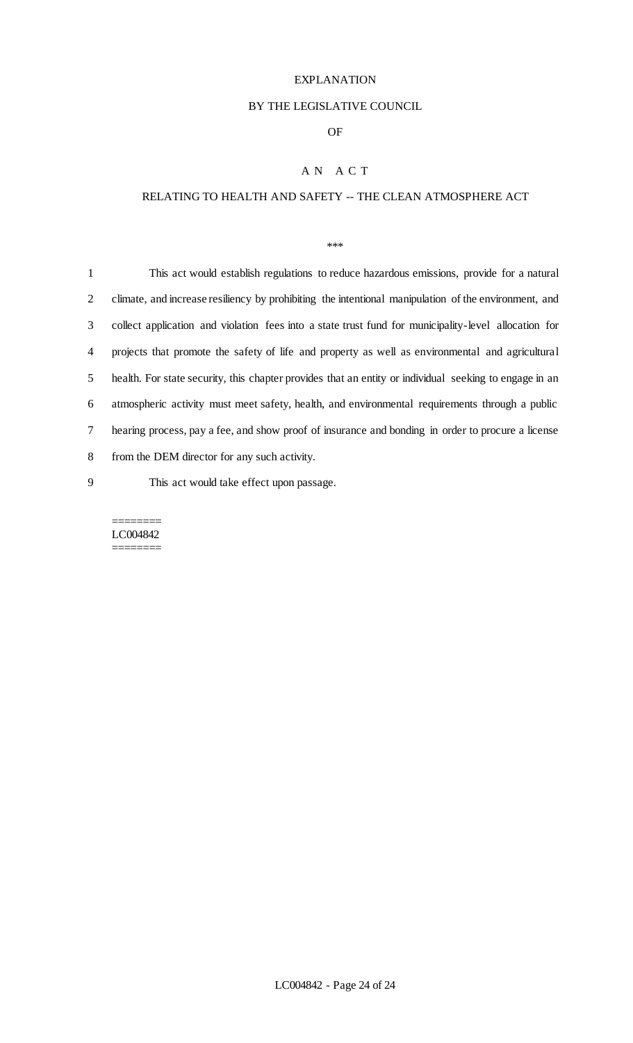EXPLANATION

BY THE LEGISLATIVE COUNCIL

OF

A N   A C T

RELATING TO HEALTH AND SAFETY -- THE CLEAN ATMOSPHERE ACT

\*\*\*

This act would establish regulations to reduce hazardous emissions, provide for a natural climate, and increase resiliency by prohibiting the intentional manipulation of the environment, and collect application and violation fees into a state trust fund for municipality-level allocation for projects that promote the safety of life and property as well as environmental and agricultural health. For state security, this chapter provides that an entity or individual seeking to engage in an atmospheric activity must meet safety, health, and environmental requirements through a public hearing process, pay a fee, and show proof of insurance and bonding in order to procure a license from the DEM director for any such activity.

This act would take effect upon passage.

========
LC004842
========